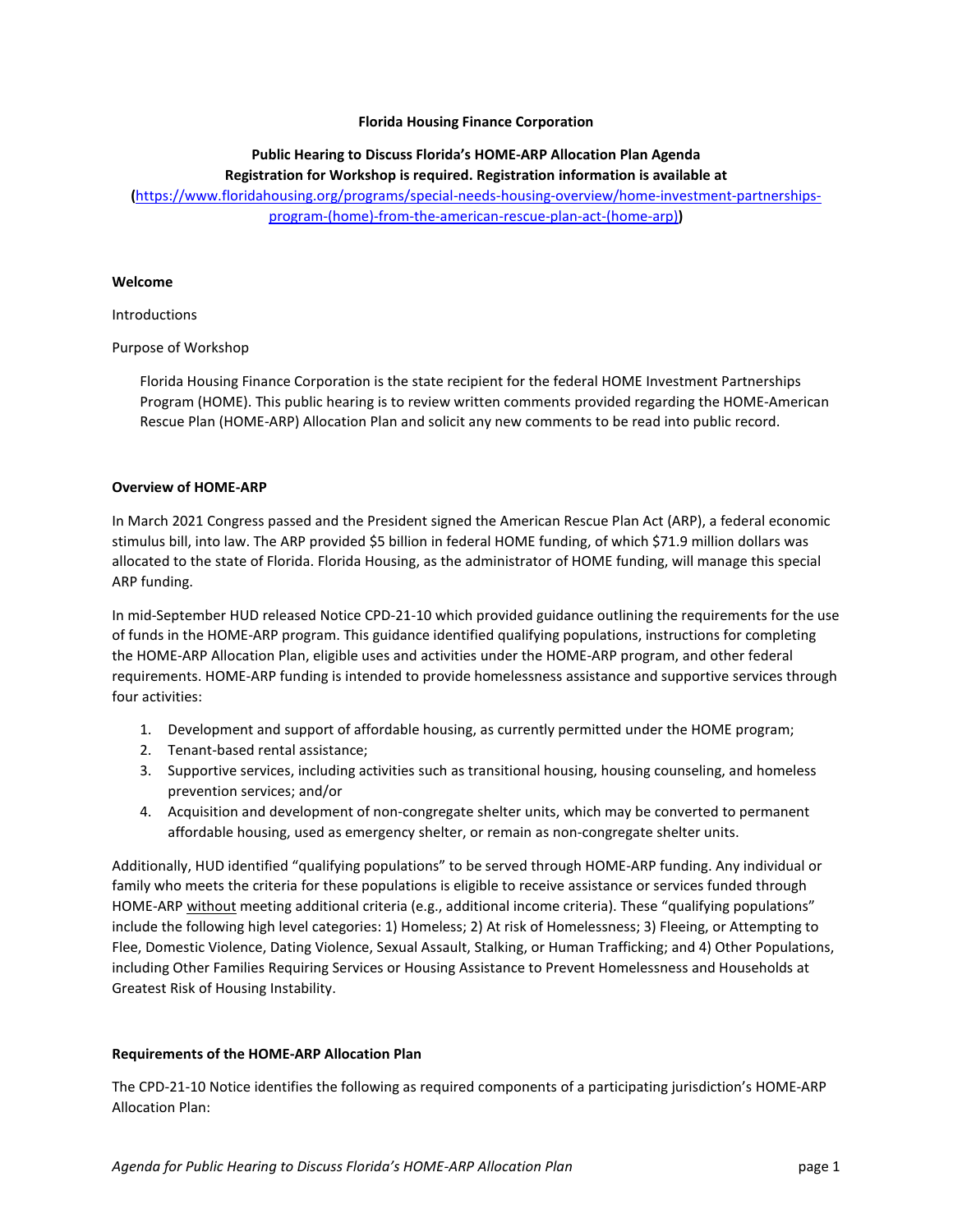**Florida Housing Finance Corporation**

**Public Hearing to Discuss Florida's HOME-ARP Allocation Plan Agenda**
**Registration for Workshop is required. Registration information is available at**
**(**[https://www.floridahousing.org/programs/special-needs-housing-overview/home-investment-partnerships-program-(home)-from-the-american-rescue-plan-act-(home-arp)](https://www.floridahousing.org/programs/special-needs-housing-overview/home-investment-partnerships-program-(home)-from-the-american-rescue-plan-act-(home-arp))**)**

**Welcome**

Introductions

Purpose of Workshop

> Florida Housing Finance Corporation is the state recipient for the federal HOME Investment Partnerships Program (HOME). This public hearing is to review written comments provided regarding the HOME-American Rescue Plan (HOME-ARP) Allocation Plan and solicit any new comments to be read into public record.

**Overview of HOME-ARP**

In March 2021 Congress passed and the President signed the American Rescue Plan Act (ARP), a federal economic stimulus bill, into law. The ARP provided $5 billion in federal HOME funding, of which $71.9 million dollars was allocated to the state of Florida. Florida Housing, as the administrator of HOME funding, will manage this special ARP funding.

In mid-September HUD released Notice CPD-21-10 which provided guidance outlining the requirements for the use of funds in the HOME-ARP program. This guidance identified qualifying populations, instructions for completing the HOME-ARP Allocation Plan, eligible uses and activities under the HOME-ARP program, and other federal requirements. HOME-ARP funding is intended to provide homelessness assistance and supportive services through four activities:

1. Development and support of affordable housing, as currently permitted under the HOME program;
2. Tenant-based rental assistance;
3. Supportive services, including activities such as transitional housing, housing counseling, and homeless prevention services; and/or
4. Acquisition and development of non-congregate shelter units, which may be converted to permanent affordable housing, used as emergency shelter, or remain as non-congregate shelter units.

Additionally, HUD identified "qualifying populations" to be served through HOME-ARP funding. Any individual or family who meets the criteria for these populations is eligible to receive assistance or services funded through HOME-ARP <u>without</u> meeting additional criteria (e.g., additional income criteria). These "qualifying populations" include the following high level categories: 1) Homeless; 2) At risk of Homelessness; 3) Fleeing, or Attempting to Flee, Domestic Violence, Dating Violence, Sexual Assault, Stalking, or Human Trafficking; and 4) Other Populations, including Other Families Requiring Services or Housing Assistance to Prevent Homelessness and Households at Greatest Risk of Housing Instability.

**Requirements of the HOME-ARP Allocation Plan**

The CPD-21-10 Notice identifies the following as required components of a participating jurisdiction's HOME-ARP Allocation Plan: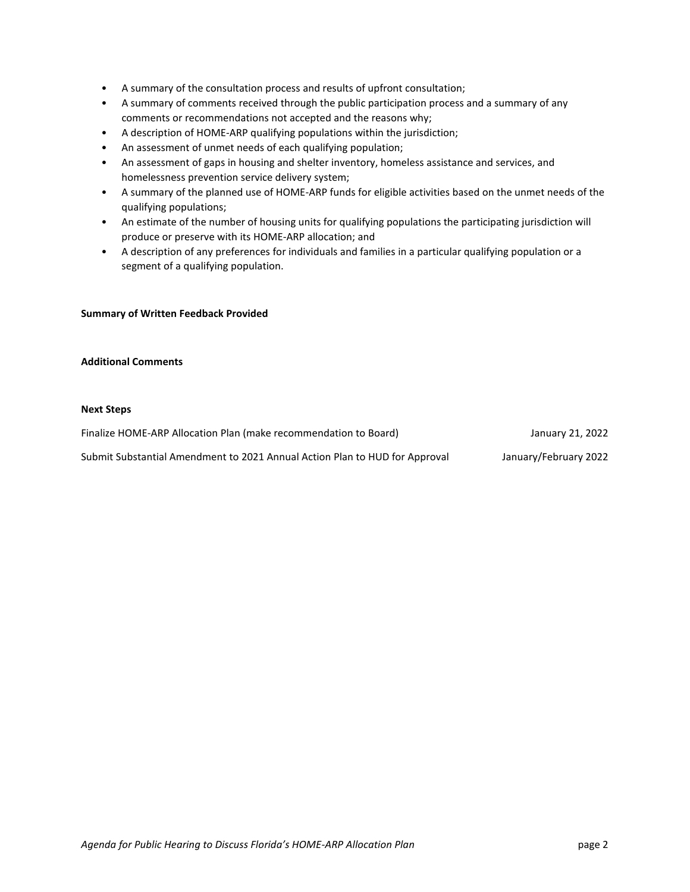- A summary of the consultation process and results of upfront consultation;
- A summary of comments received through the public participation process and a summary of any comments or recommendations not accepted and the reasons why;
- A description of HOME-ARP qualifying populations within the jurisdiction;
- An assessment of unmet needs of each qualifying population;
- An assessment of gaps in housing and shelter inventory, homeless assistance and services, and homelessness prevention service delivery system;
- A summary of the planned use of HOME-ARP funds for eligible activities based on the unmet needs of the qualifying populations;
- An estimate of the number of housing units for qualifying populations the participating jurisdiction will produce or preserve with its HOME-ARP allocation; and
- A description of any preferences for individuals and families in a particular qualifying population or a segment of a qualifying population.

**Summary of Written Feedback Provided**

**Additional Comments**

**Next Steps**

| | |
|---|---|
| Finalize HOME-ARP Allocation Plan (make recommendation to Board) | January 21, 2022 |
| Submit Substantial Amendment to 2021 Annual Action Plan to HUD for Approval | January/February 2022 |